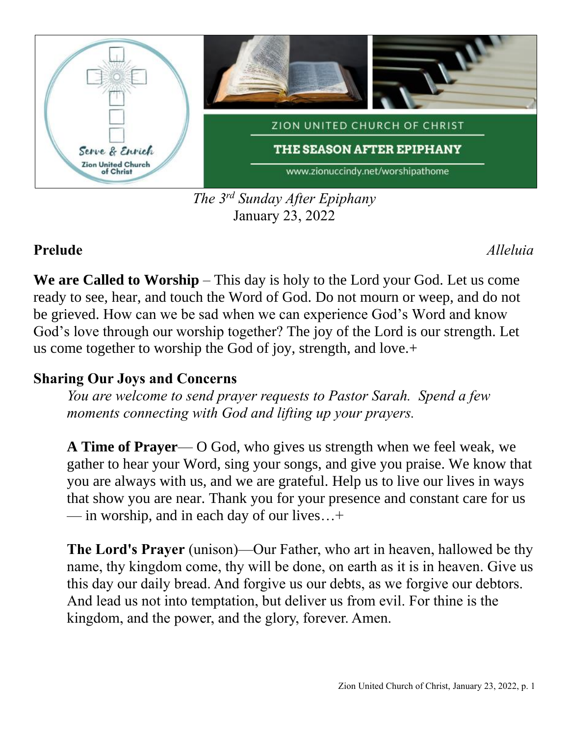ZION UNITED CHURCH OF CHRIST

THE SEASON AFTER EPIPHANY

www.zionuccindy.net/worshipathome

*The 3rd Sunday After Epiphany*
January 23, 2022

**Prelude** *Alleluia*

**We are Called to Worship** – This day is holy to the Lord your God. Let us come ready to see, hear, and touch the Word of God. Do not mourn or weep, and do not be grieved. How can we be sad when we can experience God's Word and know God's love through our worship together? The joy of the Lord is our strength. Let us come together to worship the God of joy, strength, and love.+

**Sharing Our Joys and Concerns**

*You are welcome to send prayer requests to Pastor Sarah. Spend a few moments connecting with God and lifting up your prayers.*

**A Time of Prayer**— O God, who gives us strength when we feel weak, we gather to hear your Word, sing your songs, and give you praise. We know that you are always with us, and we are grateful. Help us to live our lives in ways that show you are near. Thank you for your presence and constant care for us — in worship, and in each day of our lives…+

**The Lord's Prayer** (unison)—Our Father, who art in heaven, hallowed be thy name, thy kingdom come, thy will be done, on earth as it is in heaven. Give us this day our daily bread. And forgive us our debts, as we forgive our debtors. And lead us not into temptation, but deliver us from evil. For thine is the kingdom, and the power, and the glory, forever. Amen.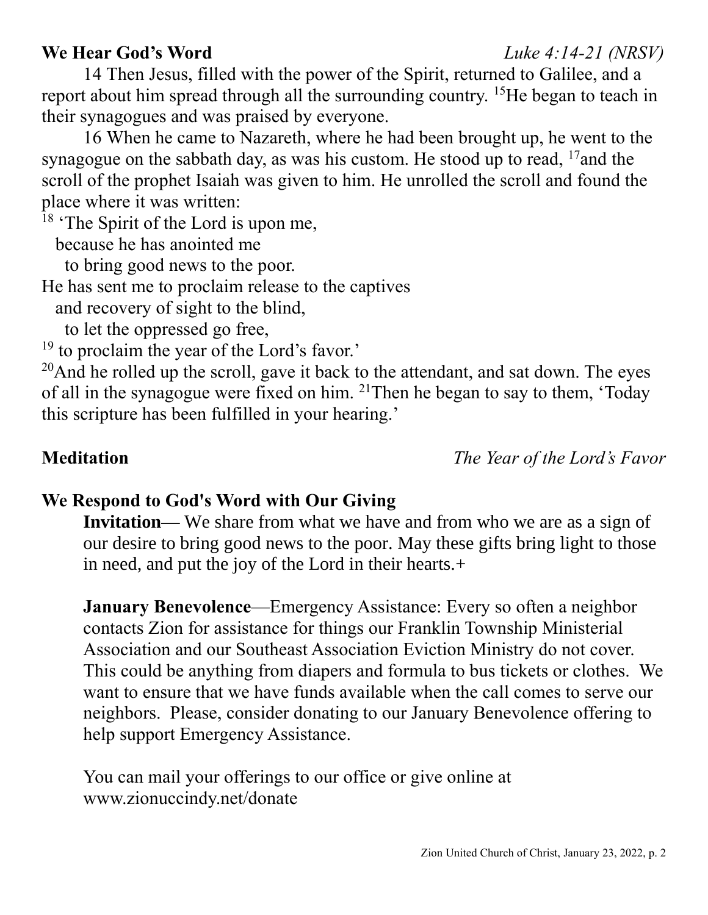**We Hear God's Word** *Luke 4:14-21 (NRSV)*

14 Then Jesus, filled with the power of the Spirit, returned to Galilee, and a report about him spread through all the surrounding country. [15]He began to teach in their synagogues and was praised by everyone.

16 When he came to Nazareth, where he had been brought up, he went to the synagogue on the sabbath day, as was his custom. He stood up to read, [17]and the scroll of the prophet Isaiah was given to him. He unrolled the scroll and found the place where it was written:

[18] 'The Spirit of the Lord is upon me,
because he has anointed me
to bring good news to the poor.
He has sent me to proclaim release to the captives
and recovery of sight to the blind,
to let the oppressed go free,
[19] to proclaim the year of the Lord's favor.'

[20]And he rolled up the scroll, gave it back to the attendant, and sat down. The eyes of all in the synagogue were fixed on him. [21]Then he began to say to them, 'Today this scripture has been fulfilled in your hearing.'

**Meditation** *The Year of the Lord's Favor*

**We Respond to God's Word with Our Giving**

**Invitation—** We share from what we have and from who we are as a sign of our desire to bring good news to the poor. May these gifts bring light to those in need, and put the joy of the Lord in their hearts.+

**January Benevolence**—Emergency Assistance: Every so often a neighbor contacts Zion for assistance for things our Franklin Township Ministerial Association and our Southeast Association Eviction Ministry do not cover. This could be anything from diapers and formula to bus tickets or clothes. We want to ensure that we have funds available when the call comes to serve our neighbors. Please, consider donating to our January Benevolence offering to help support Emergency Assistance.

You can mail your offerings to our office or give online at www.zionuccindy.net/donate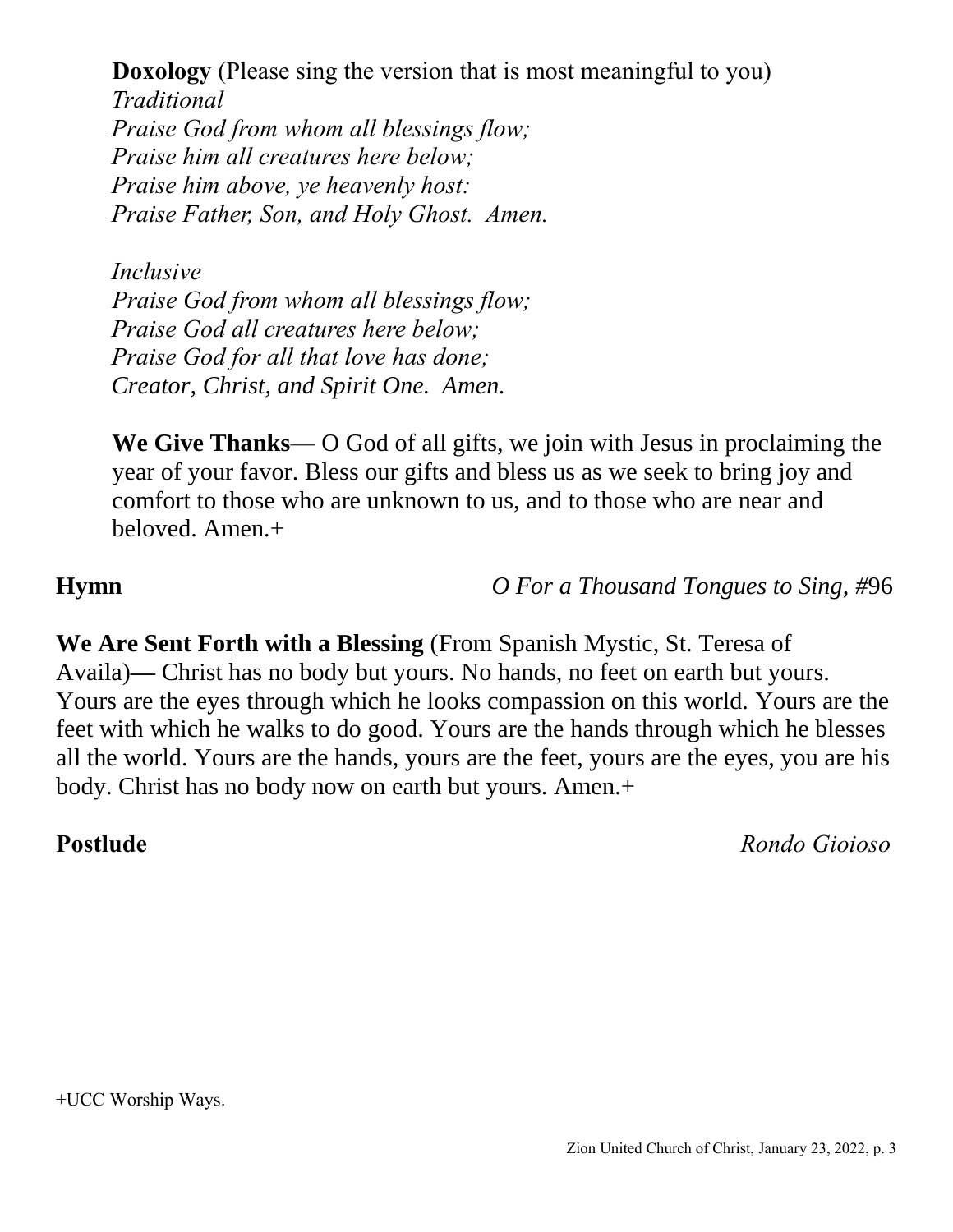**Doxology** (Please sing the version that is most meaningful to you)
*Traditional*
*Praise God from whom all blessings flow;*
*Praise him all creatures here below;*
*Praise him above, ye heavenly host:*
*Praise Father, Son, and Holy Ghost. Amen.*

*Inclusive*
*Praise God from whom all blessings flow;*
*Praise God all creatures here below;*
*Praise God for all that love has done;*
*Creator, Christ, and Spirit One. Amen.*

**We Give Thanks**— O God of all gifts, we join with Jesus in proclaiming the year of your favor. Bless our gifts and bless us as we seek to bring joy and comfort to those who are unknown to us, and to those who are near and beloved. Amen.+

**Hymn** *O For a Thousand Tongues to Sing, #*96

**We Are Sent Forth with a Blessing** (From Spanish Mystic, St. Teresa of Availa)**—** Christ has no body but yours. No hands, no feet on earth but yours. Yours are the eyes through which he looks compassion on this world. Yours are the feet with which he walks to do good. Yours are the hands through which he blesses all the world. Yours are the hands, yours are the feet, yours are the eyes, you are his body. Christ has no body now on earth but yours. Amen.+

**Postlude** *Rondo Gioioso*

+UCC Worship Ways.